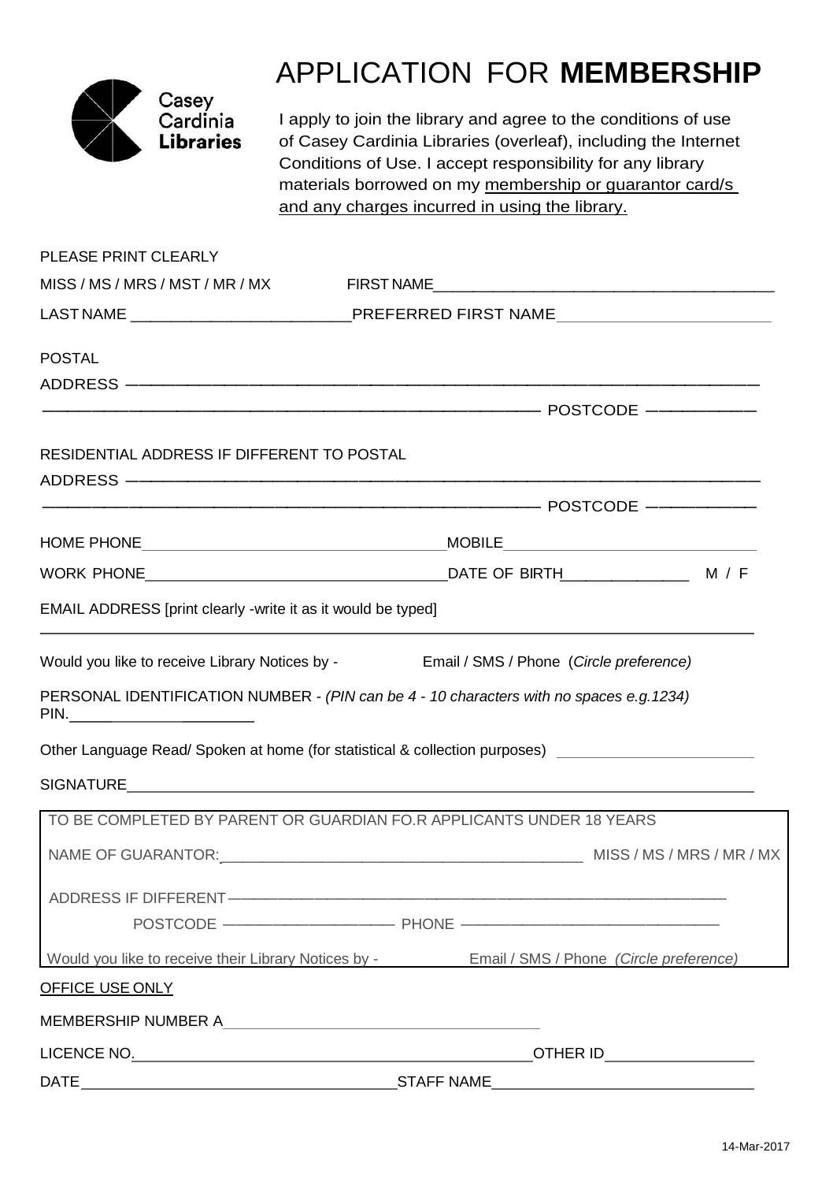Casey Cardinia Libraries

# APPLICATION FOR **MEMBERSHIP**

I apply to join the library and agree to the conditions of use of Casey Cardinia Libraries (overleaf), including the Internet Conditions of Use. I accept responsibility for any library materials borrowed on my membership or guarantor card/s and any charges incurred in using the library.

PLEASE PRINT CLEARLY

MISS / MS / MRS / MST / MR / MX FIRST NAME______________________________

LAST NAME ____________________ PREFERRED FIRST NAME____________________

POSTAL

ADDRESS ______________________________________________________

______________________________________________ POSTCODE __________

RESIDENTIAL ADDRESS IF DIFFERENT TO POSTAL

ADDRESS ______________________________________________________

______________________________________________ POSTCODE __________

HOME PHONE____________________________ MOBILE________________________

WORK PHONE____________________________ DATE OF BIRTH____________ M / F

EMAIL ADDRESS [print clearly -write it as it would be typed]

______________________________________________________________

Would you like to receive Library Notices by - Email / SMS / Phone (*Circle preference*)

PERSONAL IDENTIFICATION NUMBER - *(PIN can be 4 - 10 characters with no spaces e.g.1234)*

PIN.__________________

Other Language Read/ Spoken at home (for statistical & collection purposes) ____________________

SIGNATURE______________________________________________________________

TO BE COMPLETED BY PARENT OR GUARDIAN FO.R APPLICANTS UNDER 18 YEARS

NAME OF GUARANTOR:____________________________________ MISS / MS / MRS / MR / MX

ADDRESS IF DIFFERENT__________________________________________________

POSTCODE ____________________ PHONE ____________________________

Would you like to receive their Library Notices by - Email / SMS / Phone *(Circle preference)*

OFFICE USE ONLY

MEMBERSHIP NUMBER A________________________________

LICENCE NO.______________________________________ OTHER ID________________

DATE________________________________ STAFF NAME____________________________

14-Mar-2017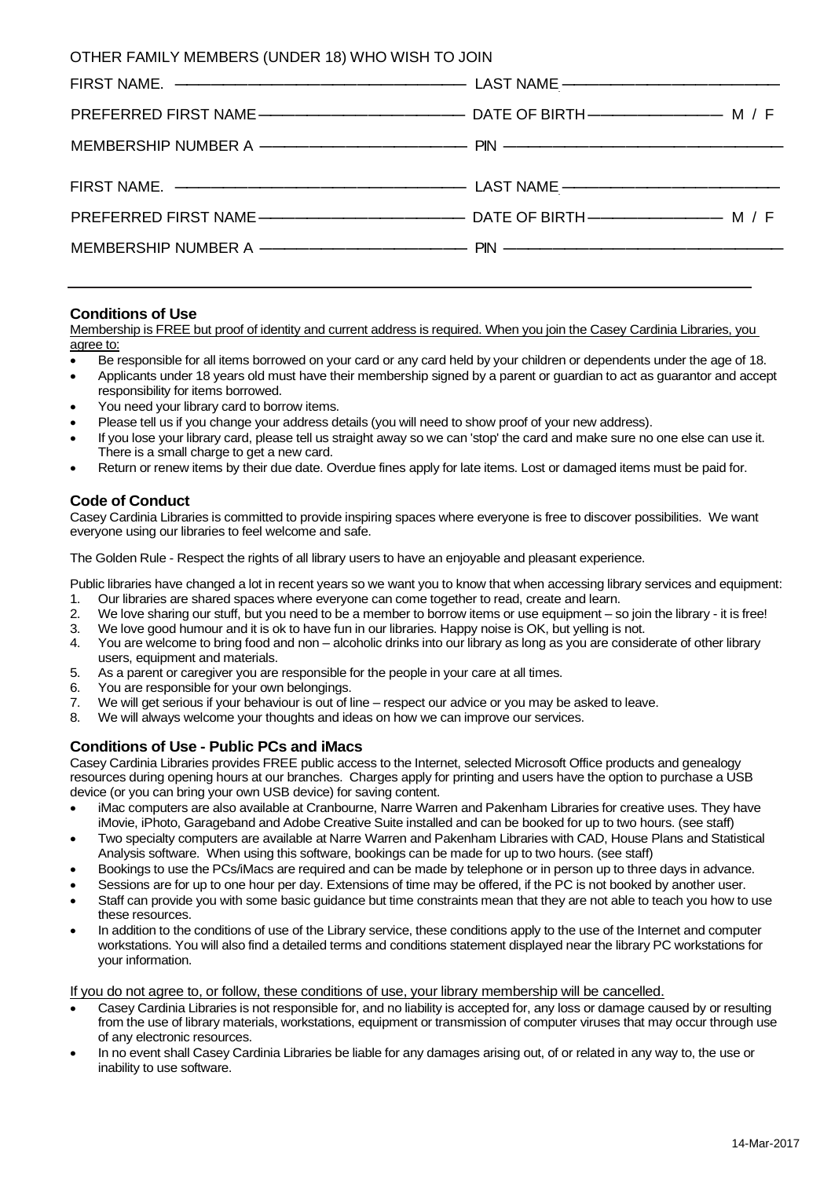OTHER FAMILY MEMBERS (UNDER 18) WHO WISH TO JOIN

FIRST NAME. ———————————————— LAST NAME ————————————————

PREFERRED FIRST NAME ———————————————— DATE OF BIRTH ———————————— M / F

MEMBERSHIP NUMBER A ———————————————— PIN ————————————————

FIRST NAME. ———————————————— LAST NAME ————————————————

PREFERRED FIRST NAME ———————————————— DATE OF BIRTH ———————————— M / F

MEMBERSHIP NUMBER A ———————————————— PIN ————————————————

---

## Conditions of Use

Membership is FREE but proof of identity and current address is required. When you join the Casey Cardinia Libraries, you agree to:

- Be responsible for all items borrowed on your card or any card held by your children or dependents under the age of 18.
- Applicants under 18 years old must have their membership signed by a parent or guardian to act as guarantor and accept responsibility for items borrowed.
- You need your library card to borrow items.
- Please tell us if you change your address details (you will need to show proof of your new address).
- If you lose your library card, please tell us straight away so we can 'stop' the card and make sure no one else can use it. There is a small charge to get a new card.
- Return or renew items by their due date. Overdue fines apply for late items. Lost or damaged items must be paid for.

## Code of Conduct

Casey Cardinia Libraries is committed to provide inspiring spaces where everyone is free to discover possibilities. We want everyone using our libraries to feel welcome and safe.

The Golden Rule - Respect the rights of all library users to have an enjoyable and pleasant experience.

Public libraries have changed a lot in recent years so we want you to know that when accessing library services and equipment:

1. Our libraries are shared spaces where everyone can come together to read, create and learn.
2. We love sharing our stuff, but you need to be a member to borrow items or use equipment – so join the library - it is free!
3. We love good humour and it is ok to have fun in our libraries. Happy noise is OK, but yelling is not.
4. You are welcome to bring food and non – alcoholic drinks into our library as long as you are considerate of other library users, equipment and materials.
5. As a parent or caregiver you are responsible for the people in your care at all times.
6. You are responsible for your own belongings.
7. We will get serious if your behaviour is out of line – respect our advice or you may be asked to leave.
8. We will always welcome your thoughts and ideas on how we can improve our services.

## Conditions of Use - Public PCs and iMacs

Casey Cardinia Libraries provides FREE public access to the Internet, selected Microsoft Office products and genealogy resources during opening hours at our branches. Charges apply for printing and users have the option to purchase a USB device (or you can bring your own USB device) for saving content.

- iMac computers are also available at Cranbourne, Narre Warren and Pakenham Libraries for creative uses. They have iMovie, iPhoto, Garageband and Adobe Creative Suite installed and can be booked for up to two hours. (see staff)
- Two specialty computers are available at Narre Warren and Pakenham Libraries with CAD, House Plans and Statistical Analysis software. When using this software, bookings can be made for up to two hours. (see staff)
- Bookings to use the PCs/iMacs are required and can be made by telephone or in person up to three days in advance.
- Sessions are for up to one hour per day. Extensions of time may be offered, if the PC is not booked by another user.
- Staff can provide you with some basic guidance but time constraints mean that they are not able to teach you how to use these resources.
- In addition to the conditions of use of the Library service, these conditions apply to the use of the Internet and computer workstations. You will also find a detailed terms and conditions statement displayed near the library PC workstations for your information.

If you do not agree to, or follow, these conditions of use, your library membership will be cancelled.

- Casey Cardinia Libraries is not responsible for, and no liability is accepted for, any loss or damage caused by or resulting from the use of library materials, workstations, equipment or transmission of computer viruses that may occur through use of any electronic resources.
- In no event shall Casey Cardinia Libraries be liable for any damages arising out, of or related in any way to, the use or inability to use software.

14-Mar-2017